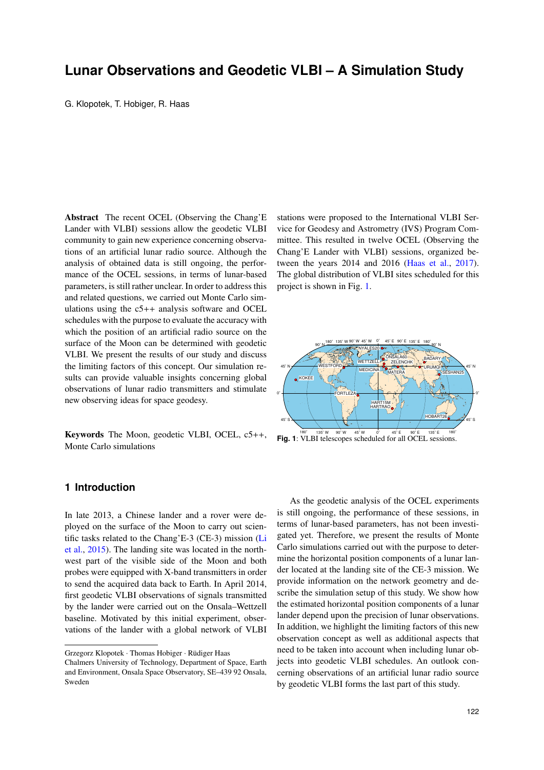# Lunar Observations and Geodetic VLBI – A Simulation Study

G. Klopotek, T. Hobiger, R. Haas

**Abstract** The recent OCEL (Observing the Chang'E Lander with VLBI) sessions allow the geodetic VLBI community to gain new experience concerning observations of an artificial lunar radio source. Although the analysis of obtained data is still ongoing, the performance of the OCEL sessions, in terms of lunar-based parameters, is still rather unclear. In order to address this and related questions, we carried out Monte Carlo simulations using the c5++ analysis software and OCEL schedules with the purpose to evaluate the accuracy with which the position of an artificial radio source on the surface of the Moon can be determined with geodetic VLBI. We present the results of our study and discuss the limiting factors of this concept. Our simulation results can provide valuable insights concerning global observations of lunar radio transmitters and stimulate new observing ideas for space geodesy.

**Keywords** The Moon, geodetic VLBI, OCEL, c5++, Monte Carlo simulations

## 1 Introduction

In late 2013, a Chinese lander and a rover were deployed on the surface of the Moon to carry out scientific tasks related to the Chang'E-3 (CE-3) mission (Li et al., 2015). The landing site was located in the northwest part of the visible side of the Moon and both probes were equipped with X-band transmitters in order to send the acquired data back to Earth. In April 2014, first geodetic VLBI observations of signals transmitted by the lander were carried out on the Onsala–Wettzell baseline. Motivated by this initial experiment, observations of the lander with a global network of VLBI stations were proposed to the International VLBI Service for Geodesy and Astrometry (IVS) Program Committee. This resulted in twelve OCEL (Observing the Chang'E Lander with VLBI) sessions, organized between the years 2014 and 2016 (Haas et al., 2017). The global distribution of VLBI sites scheduled for this project is shown in Fig. 1.

**Fig. 1**: VLBI telescopes scheduled for all OCEL sessions.

As the geodetic analysis of the OCEL experiments is still ongoing, the performance of these sessions, in terms of lunar-based parameters, has not been investigated yet. Therefore, we present the results of Monte Carlo simulations carried out with the purpose to determine the horizontal position components of a lunar lander located at the landing site of the CE-3 mission. We provide information on the network geometry and describe the simulation setup of this study. We show how the estimated horizontal position components of a lunar lander depend upon the precision of lunar observations. In addition, we highlight the limiting factors of this new observation concept as well as additional aspects that need to be taken into account when including lunar objects into geodetic VLBI schedules. An outlook concerning observations of an artificial lunar radio source by geodetic VLBI forms the last part of this study.

Grzegorz Klopotek · Thomas Hobiger · Rüdiger Haas
Chalmers University of Technology, Department of Space, Earth and Environment, Onsala Space Observatory, SE–439 92 Onsala, Sweden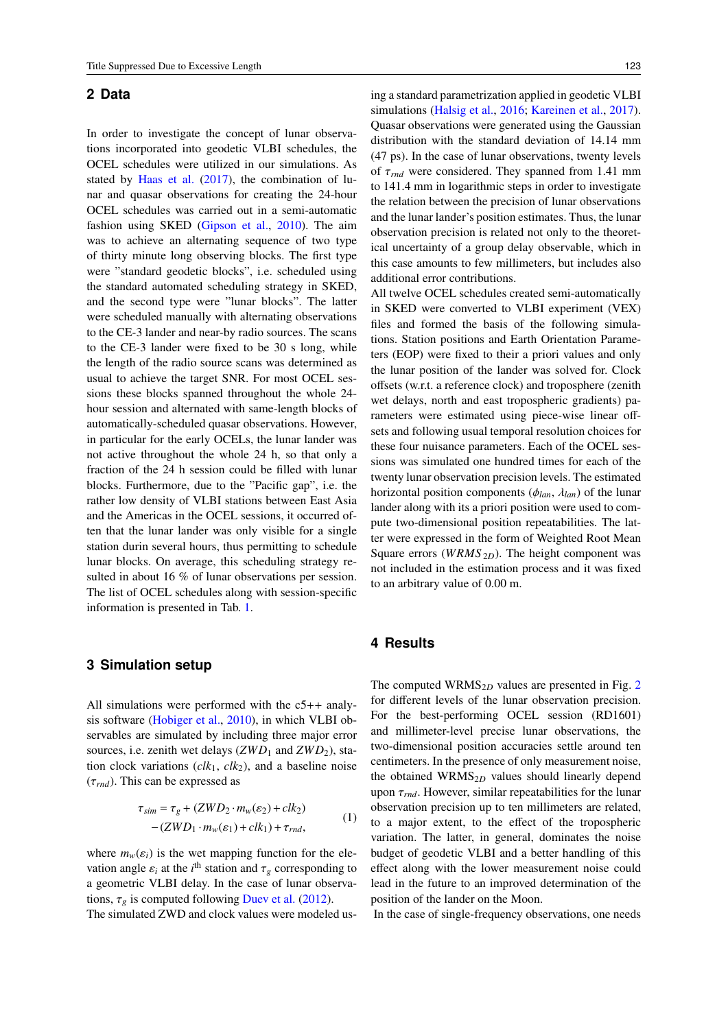## 2 Data

In order to investigate the concept of lunar observations incorporated into geodetic VLBI schedules, the OCEL schedules were utilized in our simulations. As stated by Haas et al. (2017), the combination of lunar and quasar observations for creating the 24-hour OCEL schedules was carried out in a semi-automatic fashion using SKED (Gipson et al., 2010). The aim was to achieve an alternating sequence of two type of thirty minute long observing blocks. The first type were "standard geodetic blocks", i.e. scheduled using the standard automated scheduling strategy in SKED, and the second type were "lunar blocks". The latter were scheduled manually with alternating observations to the CE-3 lander and near-by radio sources. The scans to the CE-3 lander were fixed to be 30 s long, while the length of the radio source scans was determined as usual to achieve the target SNR. For most OCEL sessions these blocks spanned throughout the whole 24-hour session and alternated with same-length blocks of automatically-scheduled quasar observations. However, in particular for the early OCELs, the lunar lander was not active throughout the whole 24 h, so that only a fraction of the 24 h session could be filled with lunar blocks. Furthermore, due to the "Pacific gap", i.e. the rather low density of VLBI stations between East Asia and the Americas in the OCEL sessions, it occurred often that the lunar lander was only visible for a single station durin several hours, thus permitting to schedule lunar blocks. On average, this scheduling strategy resulted in about 16 % of lunar observations per session. The list of OCEL schedules along with session-specific information is presented in Tab. 1.

## 3 Simulation setup

All simulations were performed with the c5++ analysis software (Hobiger et al., 2010), in which VLBI observables are simulated by including three major error sources, i.e. zenith wet delays ($ZWD_1$ and $ZWD_2$), station clock variations ($clk_1$, $clk_2$), and a baseline noise ($\tau_{rnd}$). This can be expressed as

$$\tau_{sim} = \tau_g + (ZWD_2 \cdot m_w(\varepsilon_2) + clk_2) - (ZWD_1 \cdot m_w(\varepsilon_1) + clk_1) + \tau_{rnd}, \tag{1}$$

where $m_w(\varepsilon_i)$ is the wet mapping function for the elevation angle $\varepsilon_i$ at the $i^{\text{th}}$ station and $\tau_g$ corresponding to a geometric VLBI delay. In the case of lunar observations, $\tau_g$ is computed following Duev et al. (2012).

The simulated ZWD and clock values were modeled using a standard parametrization applied in geodetic VLBI simulations (Halsig et al., 2016; Kareinen et al., 2017). Quasar observations were generated using the Gaussian distribution with the standard deviation of 14.14 mm (47 ps). In the case of lunar observations, twenty levels of $\tau_{rnd}$ were considered. They spanned from 1.41 mm to 141.4 mm in logarithmic steps in order to investigate the relation between the precision of lunar observations and the lunar lander's position estimates. Thus, the lunar observation precision is related not only to the theoretical uncertainty of a group delay observable, which in this case amounts to few millimeters, but includes also additional error contributions.

All twelve OCEL schedules created semi-automatically in SKED were converted to VLBI experiment (VEX) files and formed the basis of the following simulations. Station positions and Earth Orientation Parameters (EOP) were fixed to their a priori values and only the lunar position of the lander was solved for. Clock offsets (w.r.t. a reference clock) and troposphere (zenith wet delays, north and east tropospheric gradients) parameters were estimated using piece-wise linear offsets and following usual temporal resolution choices for these four nuisance parameters. Each of the OCEL sessions was simulated one hundred times for each of the twenty lunar observation precision levels. The estimated horizontal position components ($\phi_{lan}$, $\lambda_{lan}$) of the lunar lander along with its a priori position were used to compute two-dimensional position repeatabilities. The latter were expressed in the form of Weighted Root Mean Square errors ($WRMS_{2D}$). The height component was not included in the estimation process and it was fixed to an arbitrary value of 0.00 m.

## 4 Results

The computed $\text{WRMS}_{2D}$ values are presented in Fig. 2 for different levels of the lunar observation precision. For the best-performing OCEL session (RD1601) and millimeter-level precise lunar observations, the two-dimensional position accuracies settle around ten centimeters. In the presence of only measurement noise, the obtained $\text{WRMS}_{2D}$ values should linearly depend upon $\tau_{rnd}$. However, similar repeatabilities for the lunar observation precision up to ten millimeters are related, to a major extent, to the effect of the tropospheric variation. The latter, in general, dominates the noise budget of geodetic VLBI and a better handling of this effect along with the lower measurement noise could lead in the future to an improved determination of the position of the lander on the Moon.

In the case of single-frequency observations, one needs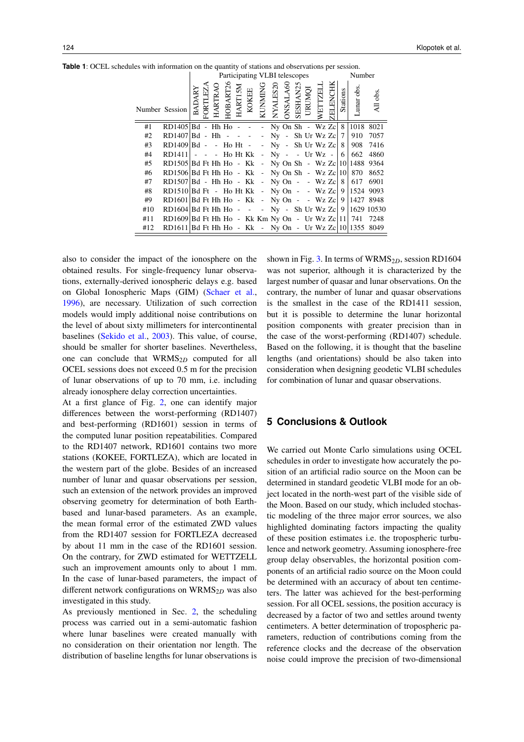**Table 1**: OCEL schedules with information on the quantity of stations and observations per session.

| Number | Session | BADARY | FORTLEZA | HARTRAO | HOBART26 | HART15M | KOKEE | KUNMING | NYALES20 | ONSALA60 | SESHAN25 | URUMQI | WETTZELL | ZELENCHK | Stations | Lunar obs. | All obs. |
|---|---|---|---|---|---|---|---|---|---|---|---|---|---|---|---|---|---|
| #1 | RD1405 | Bd | - | Hh | Ho | - | - | - | Ny | On | Sh | - | Wz | Zc | 8 | 1018 | 8021 |
| #2 | RD1407 | Bd | - | Hh | - | - | - | - | Ny | - | Sh | Ur | Wz | Zc | 7 | 910 | 7057 |
| #3 | RD1409 | Bd | - | - | Ho | Ht | - | - | Ny | - | Sh | Ur | Wz | Zc | 8 | 908 | 7416 |
| #4 | RD1411 | - | - | - | Ho | Ht | Kk | - | Ny | - | - | Ur | Wz | - | 6 | 662 | 4860 |
| #5 | RD1505 | Bd | Ft | Hh | Ho | - | Kk | - | Ny | On | Sh | - | Wz | Zc | 10 | 1488 | 9364 |
| #6 | RD1506 | Bd | Ft | Hh | Ho | - | Kk | - | Ny | On | Sh | - | Wz | Zc | 10 | 870 | 8652 |
| #7 | RD1507 | Bd | - | Hh | Ho | - | Kk | - | Ny | On | - | - | Wz | Zc | 8 | 617 | 6901 |
| #8 | RD1510 | Bd | Ft | - | Ho | Ht | Kk | - | Ny | On | - | - | Wz | Zc | 9 | 1524 | 9093 |
| #9 | RD1601 | Bd | Ft | Hh | Ho | - | Kk | - | Ny | On | - | - | Wz | Zc | 9 | 1427 | 8948 |
| #10 | RD1604 | Bd | Ft | Hh | Ho | - | - | - | Ny | - | Sh | Ur | Wz | Zc | 9 | 1629 | 10530 |
| #11 | RD1609 | Bd | Ft | Hh | Ho | - | Kk | Km | Ny | On | - | Ur | Wz | Zc | 11 | 741 | 7248 |
| #12 | RD1611 | Bd | Ft | Hh | Ho | - | Kk | - | Ny | On | - | Ur | Wz | Zc | 10 | 1355 | 8049 |

also to consider the impact of the ionosphere on the obtained results. For single-frequency lunar observations, externally-derived ionospheric delays e.g. based on Global Ionospheric Maps (GIM) (Schaer et al., 1996), are necessary. Utilization of such correction models would imply additional noise contributions on the level of about sixty millimeters for intercontinental baselines (Sekido et al., 2003). This value, of course, should be smaller for shorter baselines. Nevertheless, one can conclude that $WRMS_{2D}$ computed for all OCEL sessions does not exceed 0.5 m for the precision of lunar observations of up to 70 mm, i.e. including already ionosphere delay correction uncertainties.

At a first glance of Fig. 2, one can identify major differences between the worst-performing (RD1407) and best-performing (RD1601) session in terms of the computed lunar position repeatabilities. Compared to the RD1407 network, RD1601 contains two more stations (KOKEE, FORTLEZA), which are located in the western part of the globe. Besides of an increased number of lunar and quasar observations per session, such an extension of the network provides an improved observing geometry for determination of both Earth-based and lunar-based parameters. As an example, the mean formal error of the estimated ZWD values from the RD1407 session for FORTLEZA decreased by about 11 mm in the case of the RD1601 session. On the contrary, for ZWD estimated for WETTZELL such an improvement amounts only to about 1 mm. In the case of lunar-based parameters, the impact of different network configurations on $WRMS_{2D}$ was also investigated in this study.

As previously mentioned in Sec. 2, the scheduling process was carried out in a semi-automatic fashion where lunar baselines were created manually with no consideration on their orientation nor length. The distribution of baseline lengths for lunar observations is shown in Fig. 3. In terms of $WRMS_{2D}$, session RD1604 was not superior, although it is characterized by the largest number of quasar and lunar observations. On the contrary, the number of lunar and quasar observations is the smallest in the case of the RD1411 session, but it is possible to determine the lunar horizontal position components with greater precision than in the case of the worst-performing (RD1407) schedule. Based on the following, it is thought that the baseline lengths (and orientations) should be also taken into consideration when designing geodetic VLBI schedules for combination of lunar and quasar observations.

## 5 Conclusions & Outlook

We carried out Monte Carlo simulations using OCEL schedules in order to investigate how accurately the position of an artificial radio source on the Moon can be determined in standard geodetic VLBI mode for an object located in the north-west part of the visible side of the Moon. Based on our study, which included stochastic modeling of the three major error sources, we also highlighted dominating factors impacting the quality of these position estimates i.e. the tropospheric turbulence and network geometry. Assuming ionosphere-free group delay observables, the horizontal position components of an artificial radio source on the Moon could be determined with an accuracy of about ten centimeters. The latter was achieved for the best-performing session. For all OCEL sessions, the position accuracy is decreased by a factor of two and settles around twenty centimeters. A better determination of tropospheric parameters, reduction of contributions coming from the reference clocks and the decrease of the observation noise could improve the precision of two-dimensional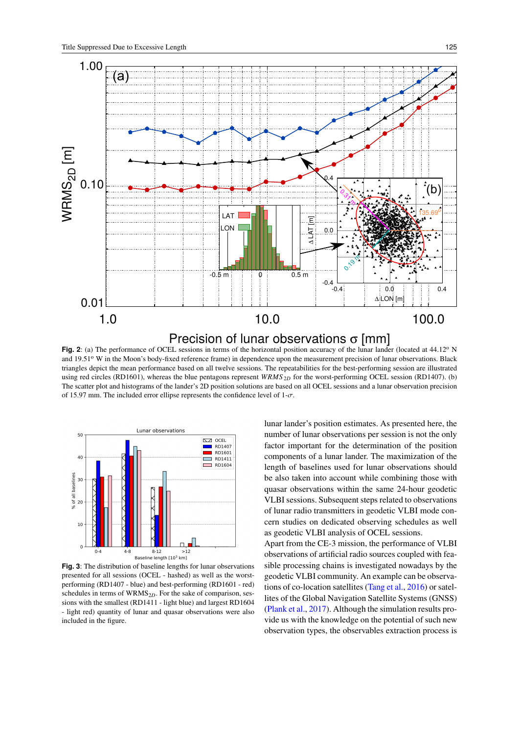**Fig. 2**: (a) The performance of OCEL sessions in terms of the horizontal position accuracy of the lunar lander (located at 44.12° N and 19.51° W in the Moon's body-fixed reference frame) in dependence upon the measurement precision of lunar observations. Black triangles depict the mean performance based on all twelve sessions. The repeatabilities for the best-performing session are illustrated using red circles (RD1601), whereas the blue pentagons represent $WRMS_{2D}$ for the worst-performing OCEL session (RD1407). (b) The scatter plot and histograms of the lander's 2D position solutions are based on all OCEL sessions and a lunar observation precision of 15.97 mm. The included error ellipse represents the confidence level of 1-$\sigma$.

**Fig. 3**: The distribution of baseline lengths for lunar observations presented for all sessions (OCEL - hashed) as well as the worst-performing (RD1407 - blue) and best-performing (RD1601 - red) schedules in terms of $WRMS_{2D}$. For the sake of comparison, sessions with the smallest (RD1411 - light blue) and largest RD1604 - light red) quantity of lunar and quasar observations were also included in the figure.

lunar lander's position estimates. As presented here, the number of lunar observations per session is not the only factor important for the determination of the position components of a lunar lander. The maximization of the length of baselines used for lunar observations should be also taken into account while combining those with quasar observations within the same 24-hour geodetic VLBI sessions. Subsequent steps related to observations of lunar radio transmitters in geodetic VLBI mode concern studies on dedicated observing schedules as well as geodetic VLBI analysis of OCEL sessions.

Apart from the CE-3 mission, the performance of VLBI observations of artificial radio sources coupled with feasible processing chains is investigated nowadays by the geodetic VLBI community. An example can be observations of co-location satellites (Tang et al., 2016) or satellites of the Global Navigation Satellite Systems (GNSS) (Plank et al., 2017). Although the simulation results provide us with the knowledge on the potential of such new observation types, the observables extraction process is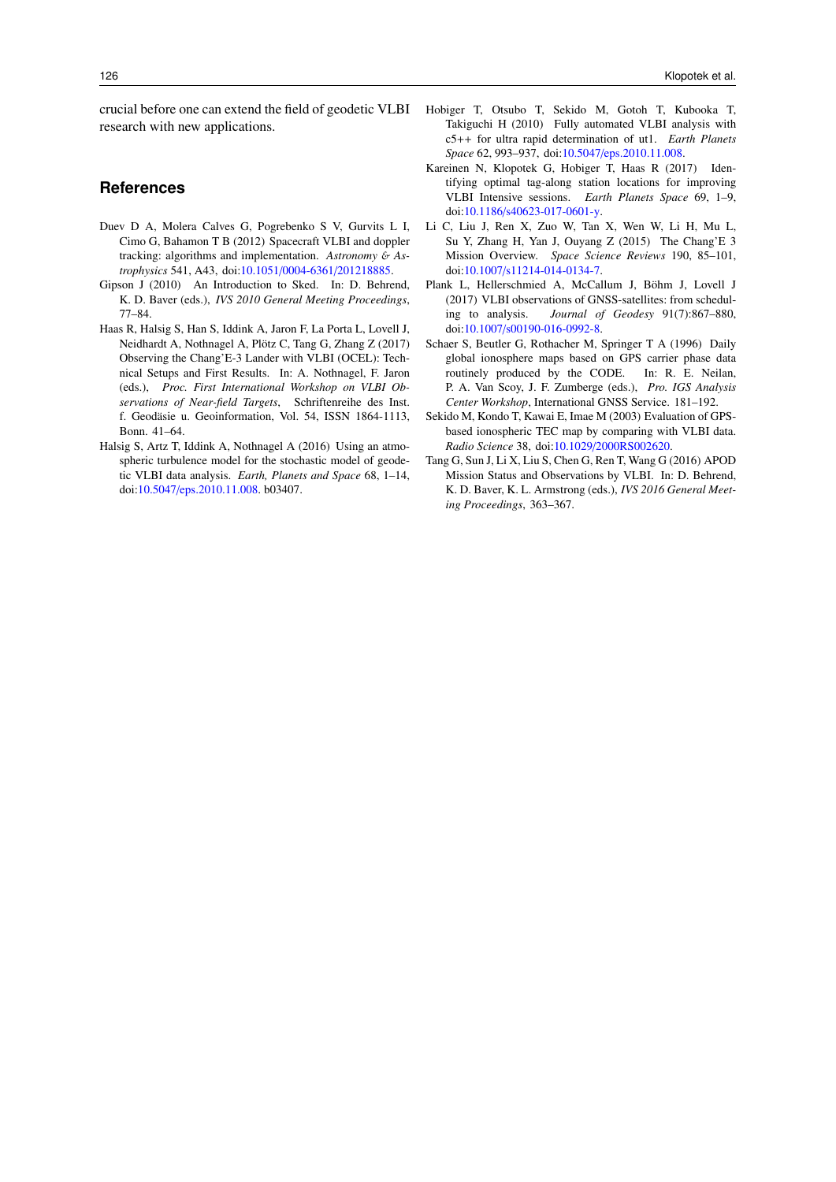crucial before one can extend the field of geodetic VLBI research with new applications.

## References

Duev D A, Molera Calves G, Pogrebenko S V, Gurvits L I, Cimo G, Bahamon T B (2012) Spacecraft VLBI and doppler tracking: algorithms and implementation. *Astronomy & Astrophysics* 541, A43, doi:10.1051/0004-6361/201218885.

Gipson J (2010) An Introduction to Sked. In: D. Behrend, K. D. Baver (eds.), *IVS 2010 General Meeting Proceedings*, 77–84.

Haas R, Halsig S, Han S, Iddink A, Jaron F, La Porta L, Lovell J, Neidhardt A, Nothnagel A, Plötz C, Tang G, Zhang Z (2017) Observing the Chang'E-3 Lander with VLBI (OCEL): Technical Setups and First Results. In: A. Nothnagel, F. Jaron (eds.), *Proc. First International Workshop on VLBI Observations of Near-field Targets*, Schriftenreihe des Inst. f. Geodäsie u. Geoinformation, Vol. 54, ISSN 1864-1113, Bonn. 41–64.

Halsig S, Artz T, Iddink A, Nothnagel A (2016) Using an atmospheric turbulence model for the stochastic model of geodetic VLBI data analysis. *Earth, Planets and Space* 68, 1–14, doi:10.5047/eps.2010.11.008. b03407.

Hobiger T, Otsubo T, Sekido M, Gotoh T, Kubooka T, Takiguchi H (2010) Fully automated VLBI analysis with c5++ for ultra rapid determination of ut1. *Earth Planets Space* 62, 993–937, doi:10.5047/eps.2010.11.008.

Kareinen N, Klopotek G, Hobiger T, Haas R (2017) Identifying optimal tag-along station locations for improving VLBI Intensive sessions. *Earth Planets Space* 69, 1–9, doi:10.1186/s40623-017-0601-y.

Li C, Liu J, Ren X, Zuo W, Tan X, Wen W, Li H, Mu L, Su Y, Zhang H, Yan J, Ouyang Z (2015) The Chang'E 3 Mission Overview. *Space Science Reviews* 190, 85–101, doi:10.1007/s11214-014-0134-7.

Plank L, Hellerschmied A, McCallum J, Böhm J, Lovell J (2017) VLBI observations of GNSS-satellites: from scheduling to analysis. *Journal of Geodesy* 91(7):867–880, doi:10.1007/s00190-016-0992-8.

Schaer S, Beutler G, Rothacher M, Springer T A (1996) Daily global ionosphere maps based on GPS carrier phase data routinely produced by the CODE. In: R. E. Neilan, P. A. Van Scoy, J. F. Zumberge (eds.), *Pro. IGS Analysis Center Workshop*, International GNSS Service. 181–192.

Sekido M, Kondo T, Kawai E, Imae M (2003) Evaluation of GPS-based ionospheric TEC map by comparing with VLBI data. *Radio Science* 38, doi:10.1029/2000RS002620.

Tang G, Sun J, Li X, Liu S, Chen G, Ren T, Wang G (2016) APOD Mission Status and Observations by VLBI. In: D. Behrend, K. D. Baver, K. L. Armstrong (eds.), *IVS 2016 General Meeting Proceedings*, 363–367.